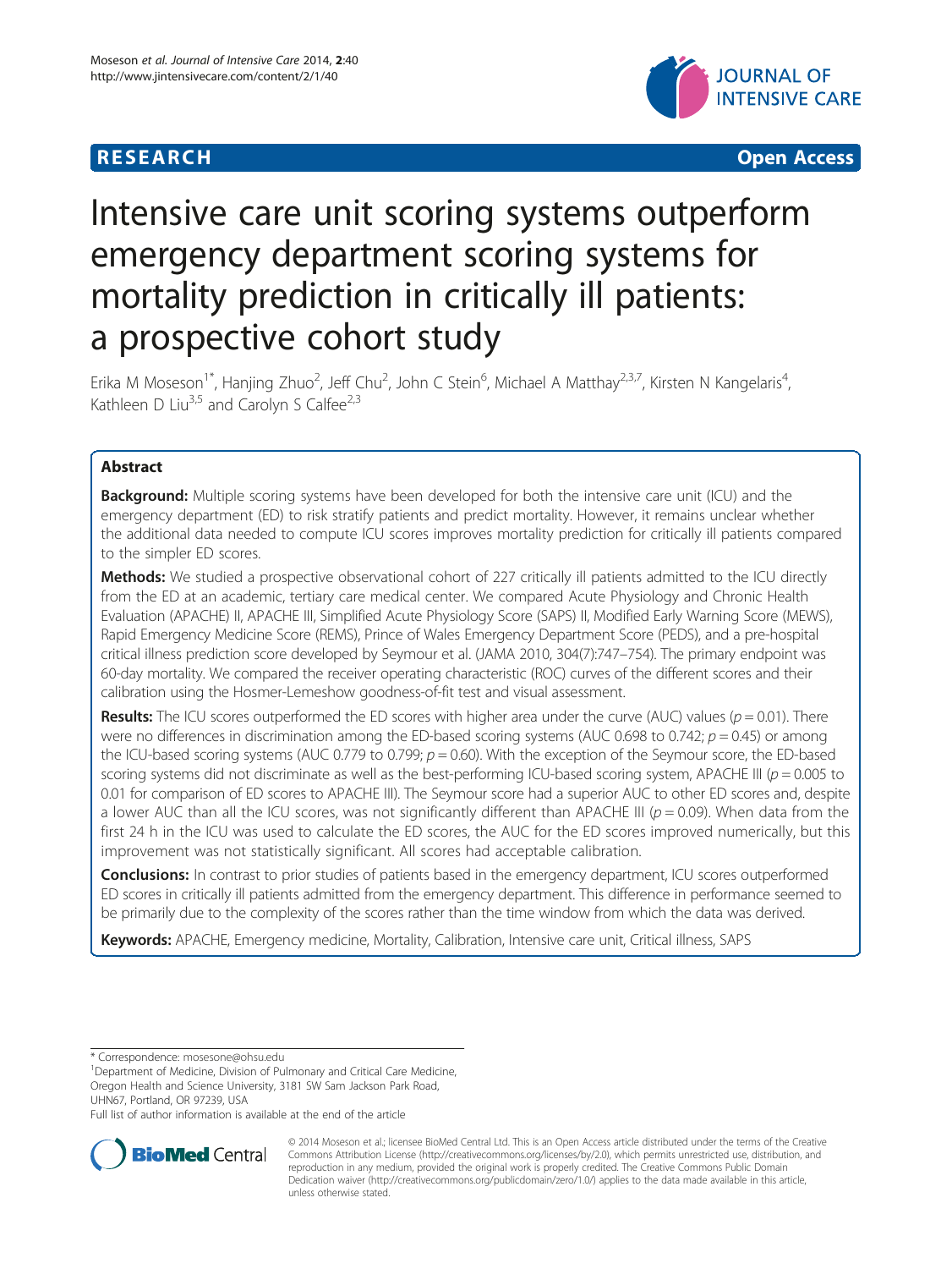RESEARCH Open Access

# Intensive care unit scoring systems outperform emergency department scoring systems for mortality prediction in critically ill patients: a prospective cohort study

Erika M Moseson[1*], Hanjing Zhuo[2], Jeff Chu[2], John C Stein[6], Michael A Matthay[2,3,7], Kirsten N Kangelaris[4], Kathleen D Liu[3,5] and Carolyn S Calfee[2,3]

## Abstract

**Background:** Multiple scoring systems have been developed for both the intensive care unit (ICU) and the emergency department (ED) to risk stratify patients and predict mortality. However, it remains unclear whether the additional data needed to compute ICU scores improves mortality prediction for critically ill patients compared to the simpler ED scores.

**Methods:** We studied a prospective observational cohort of 227 critically ill patients admitted to the ICU directly from the ED at an academic, tertiary care medical center. We compared Acute Physiology and Chronic Health Evaluation (APACHE) II, APACHE III, Simplified Acute Physiology Score (SAPS) II, Modified Early Warning Score (MEWS), Rapid Emergency Medicine Score (REMS), Prince of Wales Emergency Department Score (PEDS), and a pre-hospital critical illness prediction score developed by Seymour et al. (JAMA 2010, 304(7):747–754). The primary endpoint was 60-day mortality. We compared the receiver operating characteristic (ROC) curves of the different scores and their calibration using the Hosmer-Lemeshow goodness-of-fit test and visual assessment.

**Results:** The ICU scores outperformed the ED scores with higher area under the curve (AUC) values ($p = 0.01$). There were no differences in discrimination among the ED-based scoring systems (AUC 0.698 to 0.742; $p = 0.45$) or among the ICU-based scoring systems (AUC 0.779 to 0.799; $p = 0.60$). With the exception of the Seymour score, the ED-based scoring systems did not discriminate as well as the best-performing ICU-based scoring system, APACHE III ($p = 0.005$ to 0.01 for comparison of ED scores to APACHE III). The Seymour score had a superior AUC to other ED scores and, despite a lower AUC than all the ICU scores, was not significantly different than APACHE III ($p = 0.09$). When data from the first 24 h in the ICU was used to calculate the ED scores, the AUC for the ED scores improved numerically, but this improvement was not statistically significant. All scores had acceptable calibration.

**Conclusions:** In contrast to prior studies of patients based in the emergency department, ICU scores outperformed ED scores in critically ill patients admitted from the emergency department. This difference in performance seemed to be primarily due to the complexity of the scores rather than the time window from which the data was derived.

**Keywords:** APACHE, Emergency medicine, Mortality, Calibration, Intensive care unit, Critical illness, SAPS

* Correspondence: mosesone@ohsu.edu
[1]Department of Medicine, Division of Pulmonary and Critical Care Medicine, Oregon Health and Science University, 3181 SW Sam Jackson Park Road, UHN67, Portland, OR 97239, USA
Full list of author information is available at the end of the article

© 2014 Moseson et al.; licensee BioMed Central Ltd. This is an Open Access article distributed under the terms of the Creative Commons Attribution License (http://creativecommons.org/licenses/by/2.0), which permits unrestricted use, distribution, and reproduction in any medium, provided the original work is properly credited. The Creative Commons Public Domain Dedication waiver (http://creativecommons.org/publicdomain/zero/1.0/) applies to the data made available in this article, unless otherwise stated.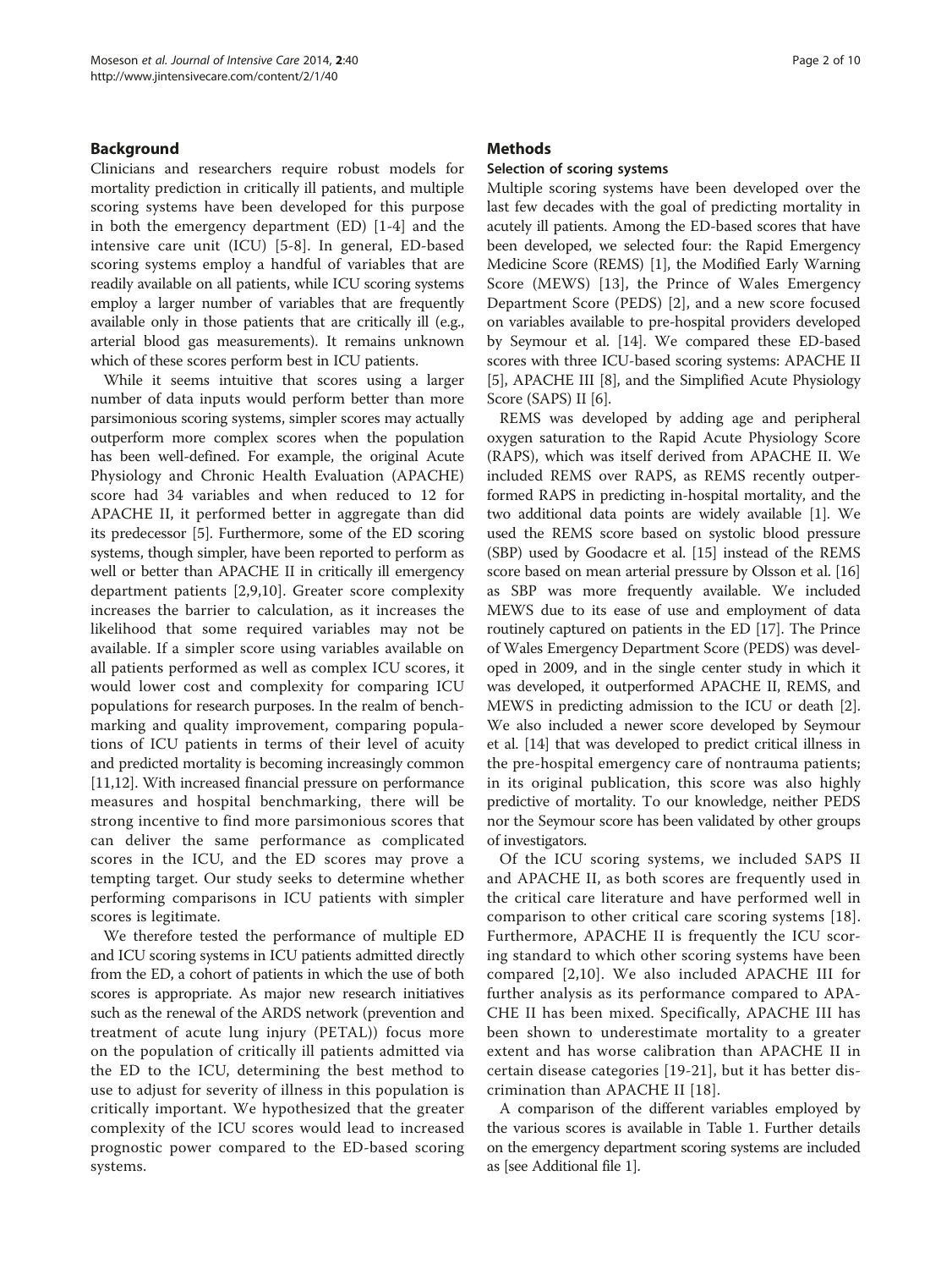## Background

Clinicians and researchers require robust models for mortality prediction in critically ill patients, and multiple scoring systems have been developed for this purpose in both the emergency department (ED) [1-4] and the intensive care unit (ICU) [5-8]. In general, ED-based scoring systems employ a handful of variables that are readily available on all patients, while ICU scoring systems employ a larger number of variables that are frequently available only in those patients that are critically ill (e.g., arterial blood gas measurements). It remains unknown which of these scores perform best in ICU patients.

While it seems intuitive that scores using a larger number of data inputs would perform better than more parsimonious scoring systems, simpler scores may actually outperform more complex scores when the population has been well-defined. For example, the original Acute Physiology and Chronic Health Evaluation (APACHE) score had 34 variables and when reduced to 12 for APACHE II, it performed better in aggregate than did its predecessor [5]. Furthermore, some of the ED scoring systems, though simpler, have been reported to perform as well or better than APACHE II in critically ill emergency department patients [2,9,10]. Greater score complexity increases the barrier to calculation, as it increases the likelihood that some required variables may not be available. If a simpler score using variables available on all patients performed as well as complex ICU scores, it would lower cost and complexity for comparing ICU populations for research purposes. In the realm of benchmarking and quality improvement, comparing populations of ICU patients in terms of their level of acuity and predicted mortality is becoming increasingly common [11,12]. With increased financial pressure on performance measures and hospital benchmarking, there will be strong incentive to find more parsimonious scores that can deliver the same performance as complicated scores in the ICU, and the ED scores may prove a tempting target. Our study seeks to determine whether performing comparisons in ICU patients with simpler scores is legitimate.

We therefore tested the performance of multiple ED and ICU scoring systems in ICU patients admitted directly from the ED, a cohort of patients in which the use of both scores is appropriate. As major new research initiatives such as the renewal of the ARDS network (prevention and treatment of acute lung injury (PETAL)) focus more on the population of critically ill patients admitted via the ED to the ICU, determining the best method to use to adjust for severity of illness in this population is critically important. We hypothesized that the greater complexity of the ICU scores would lead to increased prognostic power compared to the ED-based scoring systems.

## Methods

### Selection of scoring systems

Multiple scoring systems have been developed over the last few decades with the goal of predicting mortality in acutely ill patients. Among the ED-based scores that have been developed, we selected four: the Rapid Emergency Medicine Score (REMS) [1], the Modified Early Warning Score (MEWS) [13], the Prince of Wales Emergency Department Score (PEDS) [2], and a new score focused on variables available to pre-hospital providers developed by Seymour et al. [14]. We compared these ED-based scores with three ICU-based scoring systems: APACHE II [5], APACHE III [8], and the Simplified Acute Physiology Score (SAPS) II [6].

REMS was developed by adding age and peripheral oxygen saturation to the Rapid Acute Physiology Score (RAPS), which was itself derived from APACHE II. We included REMS over RAPS, as REMS recently outperformed RAPS in predicting in-hospital mortality, and the two additional data points are widely available [1]. We used the REMS score based on systolic blood pressure (SBP) used by Goodacre et al. [15] instead of the REMS score based on mean arterial pressure by Olsson et al. [16] as SBP was more frequently available. We included MEWS due to its ease of use and employment of data routinely captured on patients in the ED [17]. The Prince of Wales Emergency Department Score (PEDS) was developed in 2009, and in the single center study in which it was developed, it outperformed APACHE II, REMS, and MEWS in predicting admission to the ICU or death [2]. We also included a newer score developed by Seymour et al. [14] that was developed to predict critical illness in the pre-hospital emergency care of nontrauma patients; in its original publication, this score was also highly predictive of mortality. To our knowledge, neither PEDS nor the Seymour score has been validated by other groups of investigators.

Of the ICU scoring systems, we included SAPS II and APACHE II, as both scores are frequently used in the critical care literature and have performed well in comparison to other critical care scoring systems [18]. Furthermore, APACHE II is frequently the ICU scoring standard to which other scoring systems have been compared [2,10]. We also included APACHE III for further analysis as its performance compared to APACHE II has been mixed. Specifically, APACHE III has been shown to underestimate mortality to a greater extent and has worse calibration than APACHE II in certain disease categories [19-21], but it has better discrimination than APACHE II [18].

A comparison of the different variables employed by the various scores is available in Table 1. Further details on the emergency department scoring systems are included as [see Additional file 1].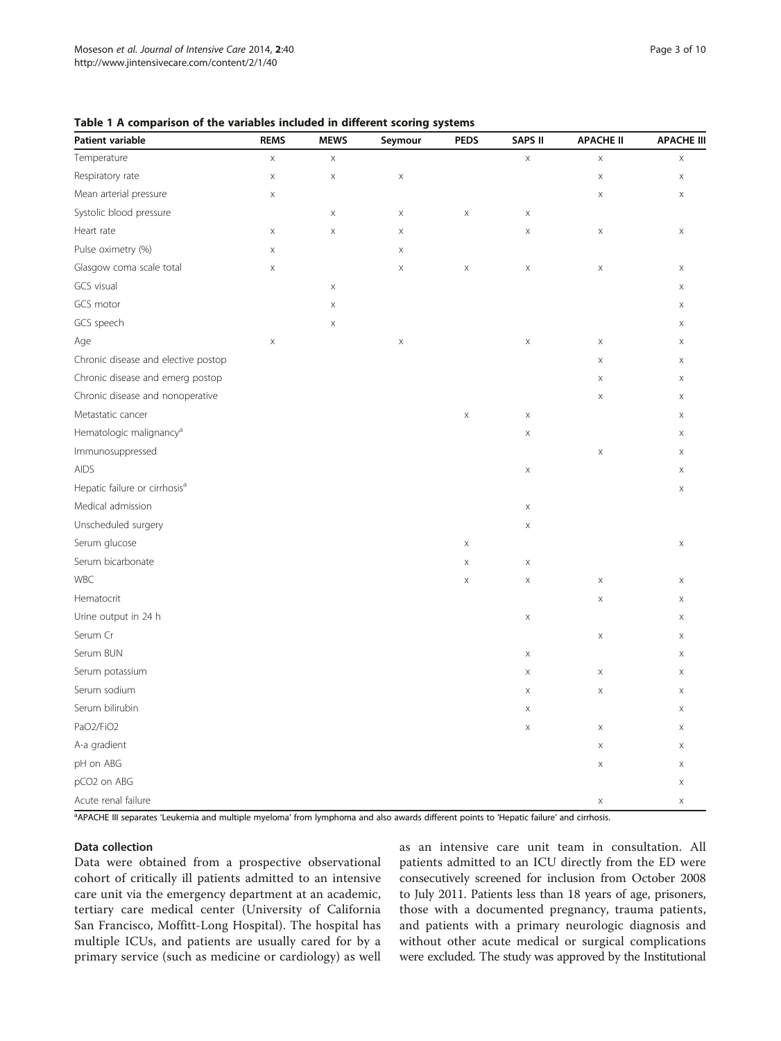**Table 1 A comparison of the variables included in different scoring systems**

| Patient variable | REMS | MEWS | Seymour | PEDS | SAPS II | APACHE II | APACHE III |
|---|---|---|---|---|---|---|---|
| Temperature | x | x | | | x | x | x |
| Respiratory rate | x | x | x | | | x | x |
| Mean arterial pressure | x | | | | | x | x |
| Systolic blood pressure | | x | x | x | x | | |
| Heart rate | x | x | x | | x | x | x |
| Pulse oximetry (%) | x | | x | | | | |
| Glasgow coma scale total | x | | x | x | x | x | x |
| GCS visual | | x | | | | | x |
| GCS motor | | x | | | | | x |
| GCS speech | | x | | | | | x |
| Age | x | | x | | x | x | x |
| Chronic disease and elective postop | | | | | | x | x |
| Chronic disease and emerg postop | | | | | | x | x |
| Chronic disease and nonoperative | | | | | | x | x |
| Metastatic cancer | | | | x | x | | x |
| Hematologic malignancy[a] | | | | | x | | x |
| Immunosuppressed | | | | | | x | x |
| AIDS | | | | | x | | x |
| Hepatic failure or cirrhosis[a] | | | | | | | x |
| Medical admission | | | | | x | | |
| Unscheduled surgery | | | | | x | | |
| Serum glucose | | | | x | | | x |
| Serum bicarbonate | | | | x | x | | |
| WBC | | | | x | x | x | x |
| Hematocrit | | | | | | x | x |
| Urine output in 24 h | | | | | x | | x |
| Serum Cr | | | | | | x | x |
| Serum BUN | | | | | x | | x |
| Serum potassium | | | | | x | x | x |
| Serum sodium | | | | | x | x | x |
| Serum bilirubin | | | | | x | | x |
| PaO2/FiO2 | | | | | x | x | x |
| A-a gradient | | | | | | x | x |
| pH on ABG | | | | | | x | x |
| pCO2 on ABG | | | | | | | x |
| Acute renal failure | | | | | | x | x |

[a]APACHE III separates 'Leukemia and multiple myeloma' from lymphoma and also awards different points to 'Hepatic failure' and cirrhosis.

### Data collection

Data were obtained from a prospective observational cohort of critically ill patients admitted to an intensive care unit via the emergency department at an academic, tertiary care medical center (University of California San Francisco, Moffitt-Long Hospital). The hospital has multiple ICUs, and patients are usually cared for by a primary service (such as medicine or cardiology) as well as an intensive care unit team in consultation. All patients admitted to an ICU directly from the ED were consecutively screened for inclusion from October 2008 to July 2011. Patients less than 18 years of age, prisoners, those with a documented pregnancy, trauma patients, and patients with a primary neurologic diagnosis and without other acute medical or surgical complications were excluded. The study was approved by the Institutional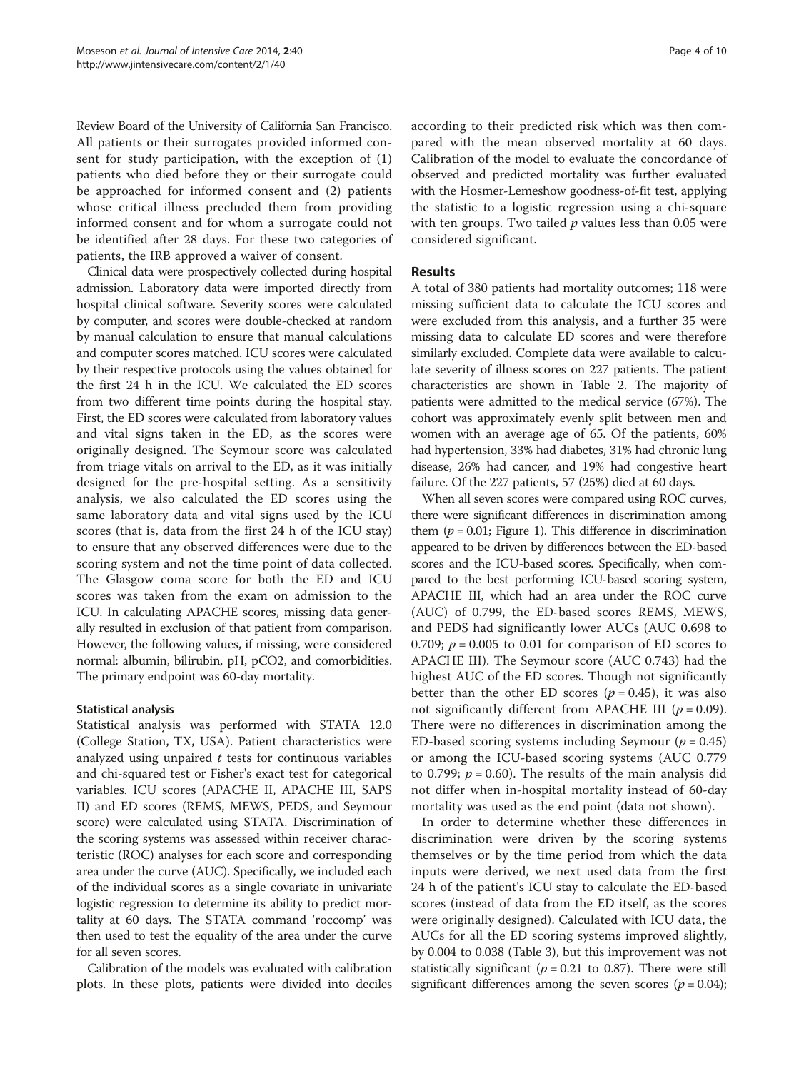Review Board of the University of California San Francisco. All patients or their surrogates provided informed consent for study participation, with the exception of (1) patients who died before they or their surrogate could be approached for informed consent and (2) patients whose critical illness precluded them from providing informed consent and for whom a surrogate could not be identified after 28 days. For these two categories of patients, the IRB approved a waiver of consent.

Clinical data were prospectively collected during hospital admission. Laboratory data were imported directly from hospital clinical software. Severity scores were calculated by computer, and scores were double-checked at random by manual calculation to ensure that manual calculations and computer scores matched. ICU scores were calculated by their respective protocols using the values obtained for the first 24 h in the ICU. We calculated the ED scores from two different time points during the hospital stay. First, the ED scores were calculated from laboratory values and vital signs taken in the ED, as the scores were originally designed. The Seymour score was calculated from triage vitals on arrival to the ED, as it was initially designed for the pre-hospital setting. As a sensitivity analysis, we also calculated the ED scores using the same laboratory data and vital signs used by the ICU scores (that is, data from the first 24 h of the ICU stay) to ensure that any observed differences were due to the scoring system and not the time point of data collected. The Glasgow coma score for both the ED and ICU scores was taken from the exam on admission to the ICU. In calculating APACHE scores, missing data generally resulted in exclusion of that patient from comparison. However, the following values, if missing, were considered normal: albumin, bilirubin, pH, pCO2, and comorbidities. The primary endpoint was 60-day mortality.

### Statistical analysis

Statistical analysis was performed with STATA 12.0 (College Station, TX, USA). Patient characteristics were analyzed using unpaired $t$ tests for continuous variables and chi-squared test or Fisher's exact test for categorical variables. ICU scores (APACHE II, APACHE III, SAPS II) and ED scores (REMS, MEWS, PEDS, and Seymour score) were calculated using STATA. Discrimination of the scoring systems was assessed within receiver characteristic (ROC) analyses for each score and corresponding area under the curve (AUC). Specifically, we included each of the individual scores as a single covariate in univariate logistic regression to determine its ability to predict mortality at 60 days. The STATA command 'roccomp' was then used to test the equality of the area under the curve for all seven scores.

Calibration of the models was evaluated with calibration plots. In these plots, patients were divided into deciles according to their predicted risk which was then compared with the mean observed mortality at 60 days. Calibration of the model to evaluate the concordance of observed and predicted mortality was further evaluated with the Hosmer-Lemeshow goodness-of-fit test, applying the statistic to a logistic regression using a chi-square with ten groups. Two tailed $p$ values less than 0.05 were considered significant.

## Results

A total of 380 patients had mortality outcomes; 118 were missing sufficient data to calculate the ICU scores and were excluded from this analysis, and a further 35 were missing data to calculate ED scores and were therefore similarly excluded. Complete data were available to calculate severity of illness scores on 227 patients. The patient characteristics are shown in Table 2. The majority of patients were admitted to the medical service (67%). The cohort was approximately evenly split between men and women with an average age of 65. Of the patients, 60% had hypertension, 33% had diabetes, 31% had chronic lung disease, 26% had cancer, and 19% had congestive heart failure. Of the 227 patients, 57 (25%) died at 60 days.

When all seven scores were compared using ROC curves, there were significant differences in discrimination among them ($p = 0.01$; Figure 1). This difference in discrimination appeared to be driven by differences between the ED-based scores and the ICU-based scores. Specifically, when compared to the best performing ICU-based scoring system, APACHE III, which had an area under the ROC curve (AUC) of 0.799, the ED-based scores REMS, MEWS, and PEDS had significantly lower AUCs (AUC 0.698 to 0.709; $p = 0.005$ to 0.01 for comparison of ED scores to APACHE III). The Seymour score (AUC 0.743) had the highest AUC of the ED scores. Though not significantly better than the other ED scores ($p = 0.45$), it was also not significantly different from APACHE III ($p = 0.09$). There were no differences in discrimination among the ED-based scoring systems including Seymour ($p = 0.45$) or among the ICU-based scoring systems (AUC 0.779 to 0.799; $p = 0.60$). The results of the main analysis did not differ when in-hospital mortality instead of 60-day mortality was used as the end point (data not shown).

In order to determine whether these differences in discrimination were driven by the scoring systems themselves or by the time period from which the data inputs were derived, we next used data from the first 24 h of the patient's ICU stay to calculate the ED-based scores (instead of data from the ED itself, as the scores were originally designed). Calculated with ICU data, the AUCs for all the ED scoring systems improved slightly, by 0.004 to 0.038 (Table 3), but this improvement was not statistically significant ($p = 0.21$ to 0.87). There were still significant differences among the seven scores ($p = 0.04$);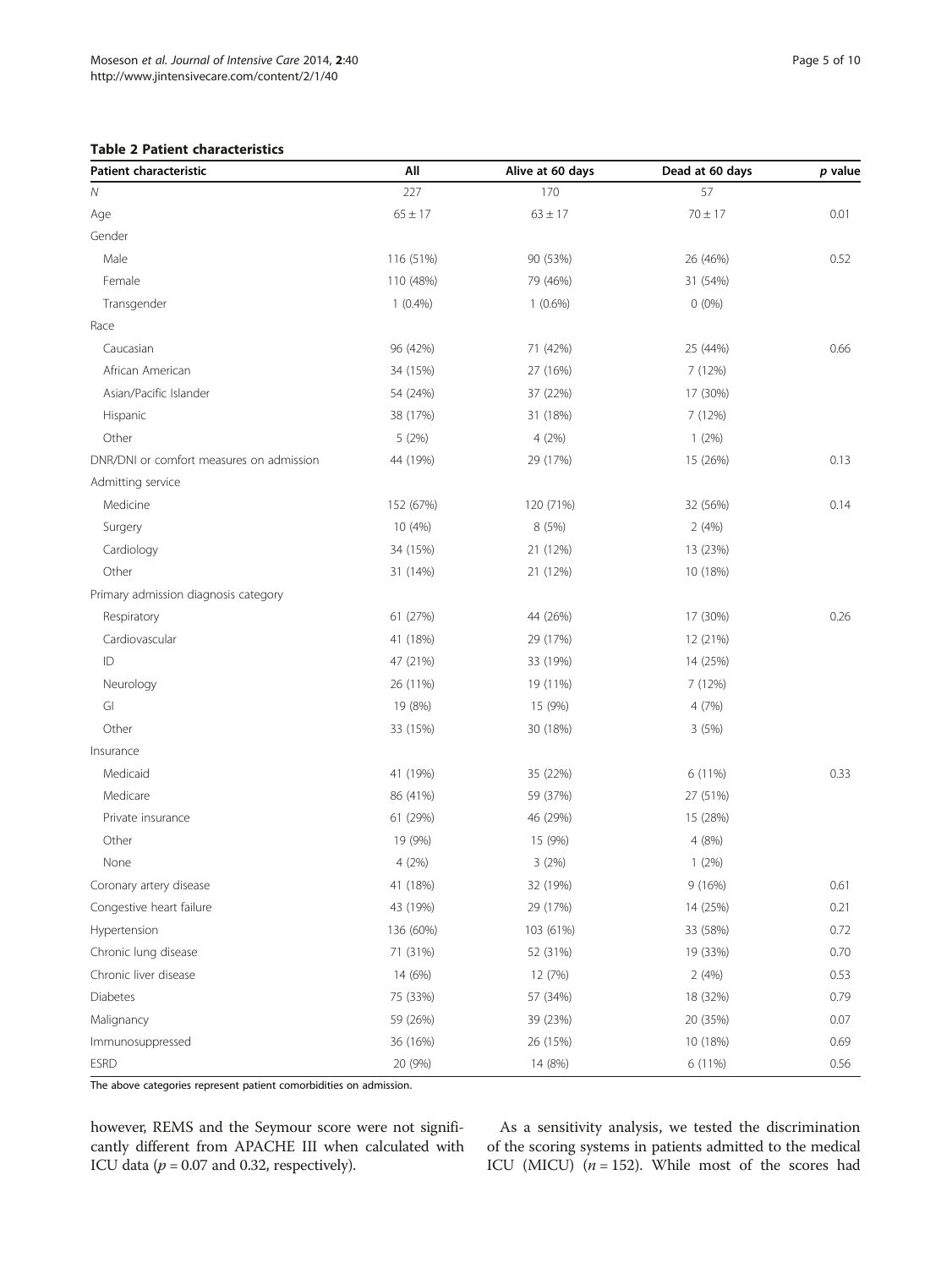**Table 2 Patient characteristics**

| Patient characteristic | All | Alive at 60 days | Dead at 60 days | *p* value |
|---|---|---|---|---|
| *N* | 227 | 170 | 57 | |
| Age | 65 ± 17 | 63 ± 17 | 70 ± 17 | 0.01 |
| Gender | | | | |
| Male | 116 (51%) | 90 (53%) | 26 (46%) | 0.52 |
| Female | 110 (48%) | 79 (46%) | 31 (54%) | |
| Transgender | 1 (0.4%) | 1 (0.6%) | 0 (0%) | |
| Race | | | | |
| Caucasian | 96 (42%) | 71 (42%) | 25 (44%) | 0.66 |
| African American | 34 (15%) | 27 (16%) | 7 (12%) | |
| Asian/Pacific Islander | 54 (24%) | 37 (22%) | 17 (30%) | |
| Hispanic | 38 (17%) | 31 (18%) | 7 (12%) | |
| Other | 5 (2%) | 4 (2%) | 1 (2%) | |
| DNR/DNI or comfort measures on admission | 44 (19%) | 29 (17%) | 15 (26%) | 0.13 |
| Admitting service | | | | |
| Medicine | 152 (67%) | 120 (71%) | 32 (56%) | 0.14 |
| Surgery | 10 (4%) | 8 (5%) | 2 (4%) | |
| Cardiology | 34 (15%) | 21 (12%) | 13 (23%) | |
| Other | 31 (14%) | 21 (12%) | 10 (18%) | |
| Primary admission diagnosis category | | | | |
| Respiratory | 61 (27%) | 44 (26%) | 17 (30%) | 0.26 |
| Cardiovascular | 41 (18%) | 29 (17%) | 12 (21%) | |
| ID | 47 (21%) | 33 (19%) | 14 (25%) | |
| Neurology | 26 (11%) | 19 (11%) | 7 (12%) | |
| GI | 19 (8%) | 15 (9%) | 4 (7%) | |
| Other | 33 (15%) | 30 (18%) | 3 (5%) | |
| Insurance | | | | |
| Medicaid | 41 (19%) | 35 (22%) | 6 (11%) | 0.33 |
| Medicare | 86 (41%) | 59 (37%) | 27 (51%) | |
| Private insurance | 61 (29%) | 46 (29%) | 15 (28%) | |
| Other | 19 (9%) | 15 (9%) | 4 (8%) | |
| None | 4 (2%) | 3 (2%) | 1 (2%) | |
| Coronary artery disease | 41 (18%) | 32 (19%) | 9 (16%) | 0.61 |
| Congestive heart failure | 43 (19%) | 29 (17%) | 14 (25%) | 0.21 |
| Hypertension | 136 (60%) | 103 (61%) | 33 (58%) | 0.72 |
| Chronic lung disease | 71 (31%) | 52 (31%) | 19 (33%) | 0.70 |
| Chronic liver disease | 14 (6%) | 12 (7%) | 2 (4%) | 0.53 |
| Diabetes | 75 (33%) | 57 (34%) | 18 (32%) | 0.79 |
| Malignancy | 59 (26%) | 39 (23%) | 20 (35%) | 0.07 |
| Immunosuppressed | 36 (16%) | 26 (15%) | 10 (18%) | 0.69 |
| ESRD | 20 (9%) | 14 (8%) | 6 (11%) | 0.56 |

The above categories represent patient comorbidities on admission.

however, REMS and the Seymour score were not significantly different from APACHE III when calculated with ICU data ($p = 0.07$ and 0.32, respectively).

As a sensitivity analysis, we tested the discrimination of the scoring systems in patients admitted to the medical ICU (MICU) ($n = 152$). While most of the scores had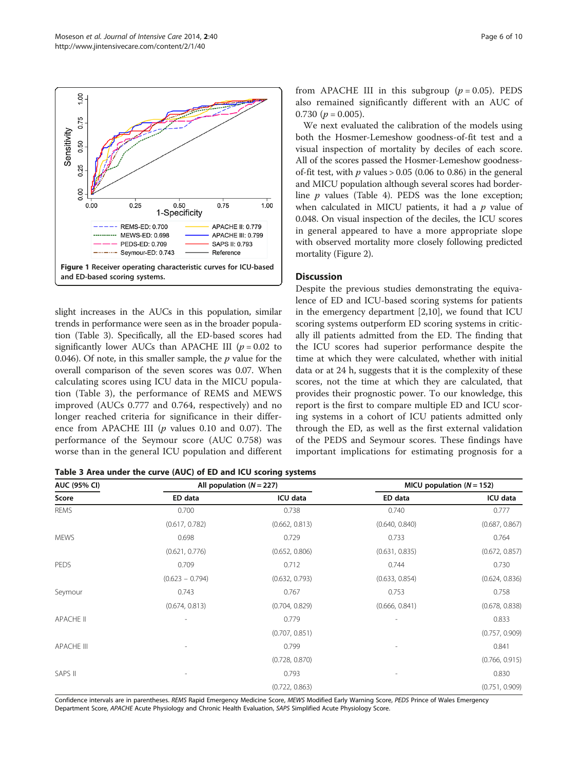Figure 1 Receiver operating characteristic curves for ICU-based and ED-based scoring systems.

slight increases in the AUCs in this population, similar trends in performance were seen as in the broader population (Table 3). Specifically, all the ED-based scores had significantly lower AUCs than APACHE III ($p = 0.02$ to 0.046). Of note, in this smaller sample, the $p$ value for the overall comparison of the seven scores was 0.07. When calculating scores using ICU data in the MICU population (Table 3), the performance of REMS and MEWS improved (AUCs 0.777 and 0.764, respectively) and no longer reached criteria for significance in their difference from APACHE III ($p$ values 0.10 and 0.07). The performance of the Seymour score (AUC 0.758) was worse than in the general ICU population and different from APACHE III in this subgroup ($p = 0.05$). PEDS also remained significantly different with an AUC of 0.730 ($p = 0.005$).

We next evaluated the calibration of the models using both the Hosmer-Lemeshow goodness-of-fit test and a visual inspection of mortality by deciles of each score. All of the scores passed the Hosmer-Lemeshow goodness-of-fit test, with $p$ values > 0.05 (0.06 to 0.86) in the general and MICU population although several scores had borderline $p$ values (Table 4). PEDS was the lone exception; when calculated in MICU patients, it had a $p$ value of 0.048. On visual inspection of the deciles, the ICU scores in general appeared to have a more appropriate slope with observed mortality more closely following predicted mortality (Figure 2).

## Discussion

Despite the previous studies demonstrating the equivalence of ED and ICU-based scoring systems for patients in the emergency department [2,10], we found that ICU scoring systems outperform ED scoring systems in critically ill patients admitted from the ED. The finding that the ICU scores had superior performance despite the time at which they were calculated, whether with initial data or at 24 h, suggests that it is the complexity of these scores, not the time at which they are calculated, that provides their prognostic power. To our knowledge, this report is the first to compare multiple ED and ICU scoring systems in a cohort of ICU patients admitted only through the ED, as well as the first external validation of the PEDS and Seymour scores. These findings have important implications for estimating prognosis for a

**Table 3 Area under the curve (AUC) of ED and ICU scoring systems**

| AUC (95% CI) | All population ($N = 227$) | | MICU population ($N = 152$) | |
|---|---|---|---|---|
| Score | ED data | ICU data | ED data | ICU data |
| REMS | 0.700 | 0.738 | 0.740 | 0.777 |
| | (0.617, 0.782) | (0.662, 0.813) | (0.640, 0.840) | (0.687, 0.867) |
| MEWS | 0.698 | 0.729 | 0.733 | 0.764 |
| | (0.621, 0.776) | (0.652, 0.806) | (0.631, 0.835) | (0.672, 0.857) |
| PEDS | 0.709 | 0.712 | 0.744 | 0.730 |
| | (0.623 – 0.794) | (0.632, 0.793) | (0.633, 0.854) | (0.624, 0.836) |
| Seymour | 0.743 | 0.767 | 0.753 | 0.758 |
| | (0.674, 0.813) | (0.704, 0.829) | (0.666, 0.841) | (0.678, 0.838) |
| APACHE II | - | 0.779 | - | 0.833 |
| | | (0.707, 0.851) | | (0.757, 0.909) |
| APACHE III | - | 0.799 | - | 0.841 |
| | | (0.728, 0.870) | | (0.766, 0.915) |
| SAPS II | - | 0.793 | - | 0.830 |
| | | (0.722, 0.863) | | (0.751, 0.909) |

Confidence intervals are in parentheses. *REMS* Rapid Emergency Medicine Score, *MEWS* Modified Early Warning Score, *PEDS* Prince of Wales Emergency Department Score, *APACHE* Acute Physiology and Chronic Health Evaluation, *SAPS* Simplified Acute Physiology Score.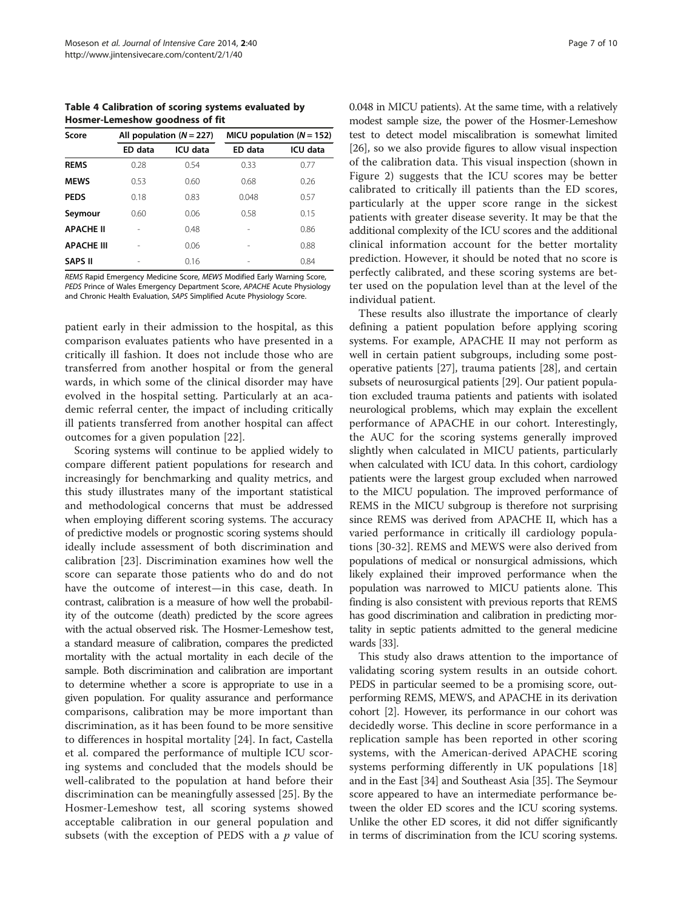**Table 4 Calibration of scoring systems evaluated by Hosmer-Lemeshow goodness of fit**

| Score | All population ($N = 227$) | | MICU population ($N = 152$) | |
|---|---|---|---|---|
| | ED data | ICU data | ED data | ICU data |
| **REMS** | 0.28 | 0.54 | 0.33 | 0.77 |
| **MEWS** | 0.53 | 0.60 | 0.68 | 0.26 |
| **PEDS** | 0.18 | 0.83 | 0.048 | 0.57 |
| **Seymour** | 0.60 | 0.06 | 0.58 | 0.15 |
| **APACHE II** | - | 0.48 | - | 0.86 |
| **APACHE III** | - | 0.06 | - | 0.88 |
| **SAPS II** | - | 0.16 | - | 0.84 |

*REMS* Rapid Emergency Medicine Score, *MEWS* Modified Early Warning Score, *PEDS* Prince of Wales Emergency Department Score, *APACHE* Acute Physiology and Chronic Health Evaluation, *SAPS* Simplified Acute Physiology Score.

patient early in their admission to the hospital, as this comparison evaluates patients who have presented in a critically ill fashion. It does not include those who are transferred from another hospital or from the general wards, in which some of the clinical disorder may have evolved in the hospital setting. Particularly at an academic referral center, the impact of including critically ill patients transferred from another hospital can affect outcomes for a given population [22].

Scoring systems will continue to be applied widely to compare different patient populations for research and increasingly for benchmarking and quality metrics, and this study illustrates many of the important statistical and methodological concerns that must be addressed when employing different scoring systems. The accuracy of predictive models or prognostic scoring systems should ideally include assessment of both discrimination and calibration [23]. Discrimination examines how well the score can separate those patients who do and do not have the outcome of interest—in this case, death. In contrast, calibration is a measure of how well the probability of the outcome (death) predicted by the score agrees with the actual observed risk. The Hosmer-Lemeshow test, a standard measure of calibration, compares the predicted mortality with the actual mortality in each decile of the sample. Both discrimination and calibration are important to determine whether a score is appropriate to use in a given population. For quality assurance and performance comparisons, calibration may be more important than discrimination, as it has been found to be more sensitive to differences in hospital mortality [24]. In fact, Castella et al. compared the performance of multiple ICU scoring systems and concluded that the models should be well-calibrated to the population at hand before their discrimination can be meaningfully assessed [25]. By the Hosmer-Lemeshow test, all scoring systems showed acceptable calibration in our general population and subsets (with the exception of PEDS with a $p$ value of 0.048 in MICU patients). At the same time, with a relatively modest sample size, the power of the Hosmer-Lemeshow test to detect model miscalibration is somewhat limited [26], so we also provide figures to allow visual inspection of the calibration data. This visual inspection (shown in Figure 2) suggests that the ICU scores may be better calibrated to critically ill patients than the ED scores, particularly at the upper score range in the sickest patients with greater disease severity. It may be that the additional complexity of the ICU scores and the additional clinical information account for the better mortality prediction. However, it should be noted that no score is perfectly calibrated, and these scoring systems are better used on the population level than at the level of the individual patient.

These results also illustrate the importance of clearly defining a patient population before applying scoring systems. For example, APACHE II may not perform as well in certain patient subgroups, including some postoperative patients [27], trauma patients [28], and certain subsets of neurosurgical patients [29]. Our patient population excluded trauma patients and patients with isolated neurological problems, which may explain the excellent performance of APACHE in our cohort. Interestingly, the AUC for the scoring systems generally improved slightly when calculated in MICU patients, particularly when calculated with ICU data. In this cohort, cardiology patients were the largest group excluded when narrowed to the MICU population. The improved performance of REMS in the MICU subgroup is therefore not surprising since REMS was derived from APACHE II, which has a varied performance in critically ill cardiology populations [30-32]. REMS and MEWS were also derived from populations of medical or nonsurgical admissions, which likely explained their improved performance when the population was narrowed to MICU patients alone. This finding is also consistent with previous reports that REMS has good discrimination and calibration in predicting mortality in septic patients admitted to the general medicine wards [33].

This study also draws attention to the importance of validating scoring system results in an outside cohort. PEDS in particular seemed to be a promising score, outperforming REMS, MEWS, and APACHE in its derivation cohort [2]. However, its performance in our cohort was decidedly worse. This decline in score performance in a replication sample has been reported in other scoring systems, with the American-derived APACHE scoring systems performing differently in UK populations [18] and in the East [34] and Southeast Asia [35]. The Seymour score appeared to have an intermediate performance between the older ED scores and the ICU scoring systems. Unlike the other ED scores, it did not differ significantly in terms of discrimination from the ICU scoring systems.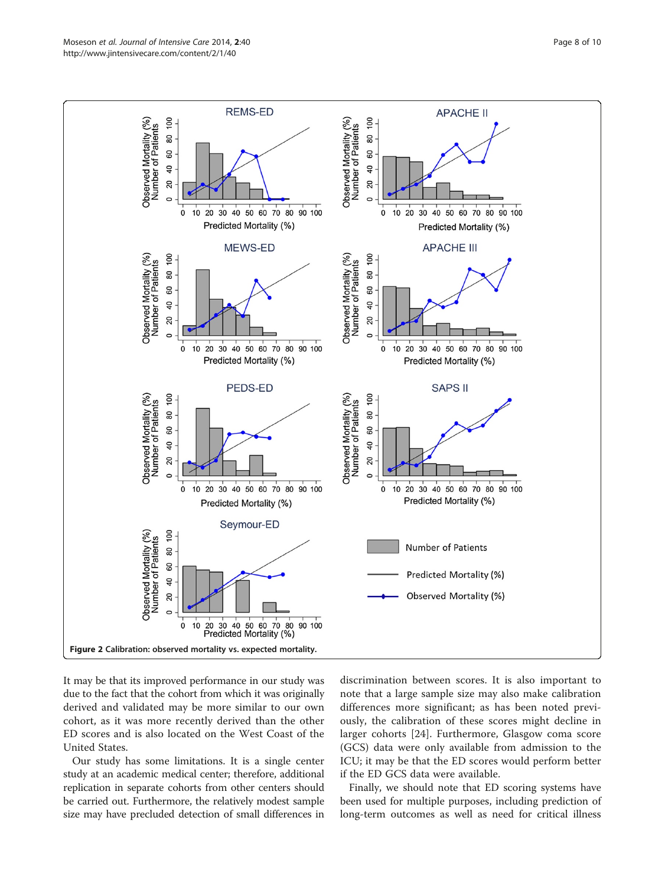Figure 2 Calibration: observed mortality vs. expected mortality.

It may be that its improved performance in our study was due to the fact that the cohort from which it was originally derived and validated may be more similar to our own cohort, as it was more recently derived than the other ED scores and is also located on the West Coast of the United States.

Our study has some limitations. It is a single center study at an academic medical center; therefore, additional replication in separate cohorts from other centers should be carried out. Furthermore, the relatively modest sample size may have precluded detection of small differences in discrimination between scores. It is also important to note that a large sample size may also make calibration differences more significant; as has been noted previously, the calibration of these scores might decline in larger cohorts [24]. Furthermore, Glasgow coma score (GCS) data were only available from admission to the ICU; it may be that the ED scores would perform better if the ED GCS data were available.

Finally, we should note that ED scoring systems have been used for multiple purposes, including prediction of long-term outcomes as well as need for critical illness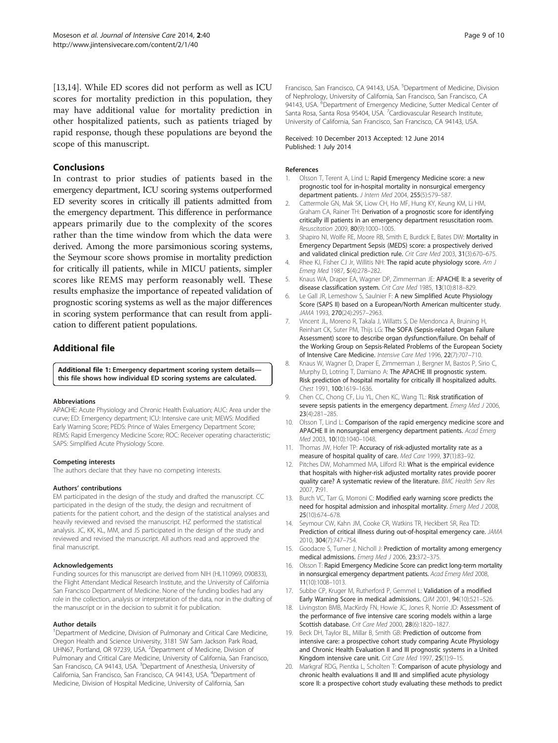[13,14]. While ED scores did not perform as well as ICU scores for mortality prediction in this population, they may have additional value for mortality prediction in other hospitalized patients, such as patients triaged by rapid response, though these populations are beyond the scope of this manuscript.

## Conclusions

In contrast to prior studies of patients based in the emergency department, ICU scoring systems outperformed ED severity scores in critically ill patients admitted from the emergency department. This difference in performance appears primarily due to the complexity of the scores rather than the time window from which the data were derived. Among the more parsimonious scoring systems, the Seymour score shows promise in mortality prediction for critically ill patients, while in MICU patients, simpler scores like REMS may perform reasonably well. These results emphasize the importance of repeated validation of prognostic scoring systems as well as the major differences in scoring system performance that can result from application to different patient populations.

## Additional file

**Additional file 1: Emergency department scoring system details— this file shows how individual ED scoring systems are calculated.**

#### Abbreviations

APACHE: Acute Physiology and Chronic Health Evaluation; AUC: Area under the curve; ED: Emergency department; ICU: Intensive care unit; MEWS: Modified Early Warning Score; PEDS: Prince of Wales Emergency Department Score; REMS: Rapid Emergency Medicine Score; ROC: Receiver operating characteristic; SAPS: Simplified Acute Physiology Score.

#### Competing interests

The authors declare that they have no competing interests.

#### Authors' contributions

EM participated in the design of the study and drafted the manuscript. CC participated in the design of the study, the design and recruitment of patients for the patient cohort, and the design of the statistical analyses and heavily reviewed and revised the manuscript. HZ performed the statistical analysis. JC, KK, KL, MM, and JS participated in the design of the study and reviewed and revised the manuscript. All authors read and approved the final manuscript.

#### Acknowledgements

Funding sources for this manuscript are derived from NIH (HL110969, 090833), the Flight Attendant Medical Research Institute, and the University of California San Francisco Department of Medicine. None of the funding bodies had any role in the collection, analysis or interpretation of the data, nor in the drafting of the manuscript or in the decision to submit it for publication.

#### Author details

[1]Department of Medicine, Division of Pulmonary and Critical Care Medicine, Oregon Health and Science University, 3181 SW Sam Jackson Park Road, UHN67, Portland, OR 97239, USA. [2]Department of Medicine, Division of Pulmonary and Critical Care Medicine, University of California, San Francisco, San Francisco, CA 94143, USA. [3]Department of Anesthesia, University of California, San Francisco, San Francisco, CA 94143, USA. [4]Department of Medicine, Division of Hospital Medicine, University of California, San Francisco, San Francisco, CA 94143, USA. [5]Department of Medicine, Division of Nephrology, University of California, San Francisco, San Francisco, CA 94143, USA. [6]Department of Emergency Medicine, Sutter Medical Center of Santa Rosa, Santa Rosa 95404, USA. [7]Cardiovascular Research Institute, University of California, San Francisco, San Francisco, CA 94143, USA.

Received: 10 December 2013 Accepted: 12 June 2014
Published: 1 July 2014

#### References

1. Olsson T, Terent A, Lind L: **Rapid Emergency Medicine score: a new prognostic tool for in-hospital mortality in nonsurgical emergency department patients.** *J Intern Med* 2004, **255**(5):579–587.
2. Cattermole GN, Mak SK, Liow CH, Ho MF, Hung KY, Keung KM, Li HM, Graham CA, Rainer TH: **Derivation of a prognostic score for identifying critically ill patients in an emergency department resuscitation room.** *Resuscitation* 2009, **80**(9):1000–1005.
3. Shapiro NI, Wolfe RE, Moore RB, Smith E, Burdick E, Bates DW: **Mortality in Emergency Department Sepsis (MEDS) score: a prospectively derived and validated clinical prediction rule.** *Crit Care Med* 2003, **31**(3):670–675.
4. Rhee KJ, Fisher CJ Jr, Willitis NH: **The rapid acute physiology score.** *Am J Emerg Med* 1987, **5**(4):278–282.
5. Knaus WA, Draper EA, Wagner DP, Zimmerman JE: **APACHE II: a severity of disease classification system.** *Crit Care Med* 1985, **13**(10):818–829.
6. Le Gall JR, Lemeshow S, Saulnier F: **A new Simplified Acute Physiology Score (SAPS II) based on a European/North American multicenter study.** *JAMA* 1993, **270**(24):2957–2963.
7. Vincent JL, Moreno R, Takala J, Willatts S, De Mendonca A, Bruining H, Reinhart CK, Suter PM, Thijs LG: **The SOFA (Sepsis-related Organ Failure Assessment) score to describe organ dysfunction/failure. On behalf of the Working Group on Sepsis-Related Problems of the European Society of Intensive Care Medicine.** *Intensive Care Med* 1996, **22**(7):707–710.
8. Knaus W, Wagner D, Draper E, Zimmerman J, Bergner M, Bastos P, Sirio C, Murphy D, Lotring T, Damiano A: **The APACHE III prognostic system. Risk prediction of hospital mortality for critically ill hospitalized adults.** *Chest* 1991, **100**:1619–1636.
9. Chen CC, Chong CF, Liu YL, Chen KC, Wang TL: **Risk stratification of severe sepsis patients in the emergency department.** *Emerg Med J* 2006, **23**(4):281–285.
10. Olsson T, Lind L: **Comparison of the rapid emergency medicine score and APACHE II in nonsurgical emergency department patients.** *Acad Emerg Med* 2003, **10**(10):1040–1048.
11. Thomas JW, Hofer TP: **Accuracy of risk-adjusted mortality rate as a measure of hospital quality of care.** *Med Care* 1999, **37**(1):83–92.
12. Pitches DW, Mohammed MA, Lilford RJ: **What is the empirical evidence that hospitals with higher-risk adjusted mortality rates provide poorer quality care? A systematic review of the literature.** *BMC Health Serv Res* 2007, **7**:91.
13. Burch VC, Tarr G, Morroni C: **Modified early warning score predicts the need for hospital admission and inhospital mortality.** *Emerg Med J* 2008, **25**(10):674–678.
14. Seymour CW, Kahn JM, Cooke CR, Watkins TR, Heckbert SR, Rea TD: **Prediction of critical illness during out-of-hospital emergency care.** *JAMA* 2010, **304**(7):747–754.
15. Goodacre S, Turner J, Nicholl J: **Prediction of mortality among emergency medical admissions.** *Emerg Med J* 2006, **23**:372–375.
16. Olsson T: **Rapid Emergency Medicine Score can predict long-term mortality in nonsurgical emergency department patients.** *Acad Emerg Med* 2008, **11**(10):1008–1013.
17. Subbe CP, Kruger M, Rutherford P, Gemmel L: **Validation of a modified Early Warning Score in medical admissions.** *QJM* 2001, **94**(10):521–526.
18. Livingston BMB, MacKirdy FN, Howie JC, Jones R, Norrie JD: **Assessment of the performance of five intensive care scoring models within a large Scottish database.** *Crit Care Med* 2000, **28**(6):1820–1827.
19. Beck DH, Taylor BL, Millar B, Smith GB: **Prediction of outcome from intensive care: a prospective cohort study comparing Acute Physiology and Chronic Health Evaluation II and III prognostic systems in a United Kingdom intensive care unit.** *Crit Care Med* 1997, **25**(1):9–15.
20. Markgraf RDG, Pientka L, Scholten T: **Comparison of acute physiology and chronic health evaluations II and III and simplified acute physiology score II: a prospective cohort study evaluating these methods to predict**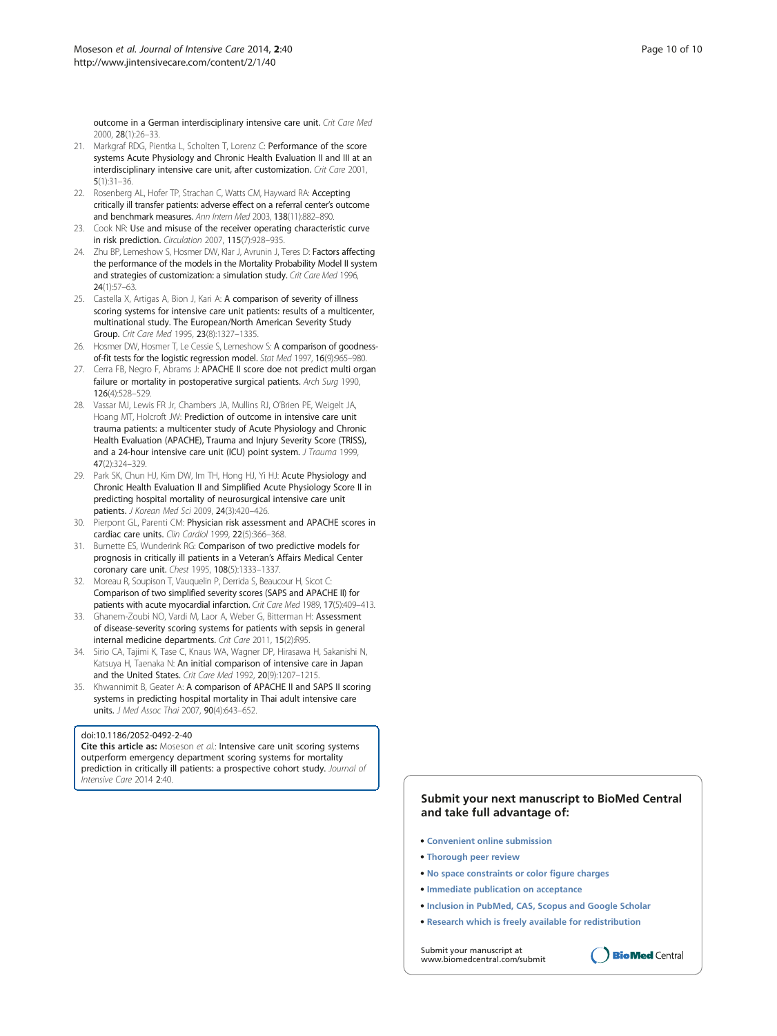outcome in a German interdisciplinary intensive care unit. *Crit Care Med* 2000, **28**(1):26–33.

21. Markgraf RDG, Pientka L, Scholten T, Lorenz C: Performance of the score systems Acute Physiology and Chronic Health Evaluation II and III at an interdisciplinary intensive care unit, after customization. *Crit Care* 2001, **5**(1):31–36.
22. Rosenberg AL, Hofer TP, Strachan C, Watts CM, Hayward RA: Accepting critically ill transfer patients: adverse effect on a referral center's outcome and benchmark measures. *Ann Intern Med* 2003, **138**(11):882–890.
23. Cook NR: Use and misuse of the receiver operating characteristic curve in risk prediction. *Circulation* 2007, **115**(7):928–935.
24. Zhu BP, Lemeshow S, Hosmer DW, Klar J, Avrunin J, Teres D: Factors affecting the performance of the models in the Mortality Probability Model II system and strategies of customization: a simulation study. *Crit Care Med* 1996, **24**(1):57–63.
25. Castella X, Artigas A, Bion J, Kari A: A comparison of severity of illness scoring systems for intensive care unit patients: results of a multicenter, multinational study. The European/North American Severity Study Group. *Crit Care Med* 1995, **23**(8):1327–1335.
26. Hosmer DW, Hosmer T, Le Cessie S, Lemeshow S: A comparison of goodness-of-fit tests for the logistic regression model. *Stat Med* 1997, **16**(9):965–980.
27. Cerra FB, Negro F, Abrams J: APACHE II score doe not predict multi organ failure or mortality in postoperative surgical patients. *Arch Surg* 1990, **126**(4):528–529.
28. Vassar MJ, Lewis FR Jr, Chambers JA, Mullins RJ, O'Brien PE, Weigelt JA, Hoang MT, Holcroft JW: Prediction of outcome in intensive care unit trauma patients: a multicenter study of Acute Physiology and Chronic Health Evaluation (APACHE), Trauma and Injury Severity Score (TRISS), and a 24-hour intensive care unit (ICU) point system. *J Trauma* 1999, **47**(2):324–329.
29. Park SK, Chun HJ, Kim DW, Im TH, Hong HJ, Yi HJ: Acute Physiology and Chronic Health Evaluation II and Simplified Acute Physiology Score II in predicting hospital mortality of neurosurgical intensive care unit patients. *J Korean Med Sci* 2009, **24**(3):420–426.
30. Pierpont GL, Parenti CM: Physician risk assessment and APACHE scores in cardiac care units. *Clin Cardiol* 1999, **22**(5):366–368.
31. Burnette ES, Wunderink RG: Comparison of two predictive models for prognosis in critically ill patients in a Veteran's Affairs Medical Center coronary care unit. *Chest* 1995, **108**(5):1333–1337.
32. Moreau R, Soupison T, Vauquelin P, Derrida S, Beaucour H, Sicot C: Comparison of two simplified severity scores (SAPS and APACHE II) for patients with acute myocardial infarction. *Crit Care Med* 1989, **17**(5):409–413.
33. Ghanem-Zoubi NO, Vardi M, Laor A, Weber G, Bitterman H: Assessment of disease-severity scoring systems for patients with sepsis in general internal medicine departments. *Crit Care* 2011, **15**(2):R95.
34. Sirio CA, Tajimi K, Tase C, Knaus WA, Wagner DP, Hirasawa H, Sakanishi N, Katsuya H, Taenaka N: An initial comparison of intensive care in Japan and the United States. *Crit Care Med* 1992, **20**(9):1207–1215.
35. Khwannimit B, Geater A: A comparison of APACHE II and SAPS II scoring systems in predicting hospital mortality in Thai adult intensive care units. *J Med Assoc Thai* 2007, **90**(4):643–652.

doi:10.1186/2052-0492-2-40

**Cite this article as:** Moseson *et al.*: Intensive care unit scoring systems outperform emergency department scoring systems for mortality prediction in critically ill patients: a prospective cohort study. *Journal of Intensive Care* 2014 2:40.

**Submit your next manuscript to BioMed Central and take full advantage of:**

- **Convenient online submission**
- **Thorough peer review**
- **No space constraints or color figure charges**
- **Immediate publication on acceptance**
- **Inclusion in PubMed, CAS, Scopus and Google Scholar**
- **Research which is freely available for redistribution**

Submit your manuscript at www.biomedcentral.com/submit

BioMed Central